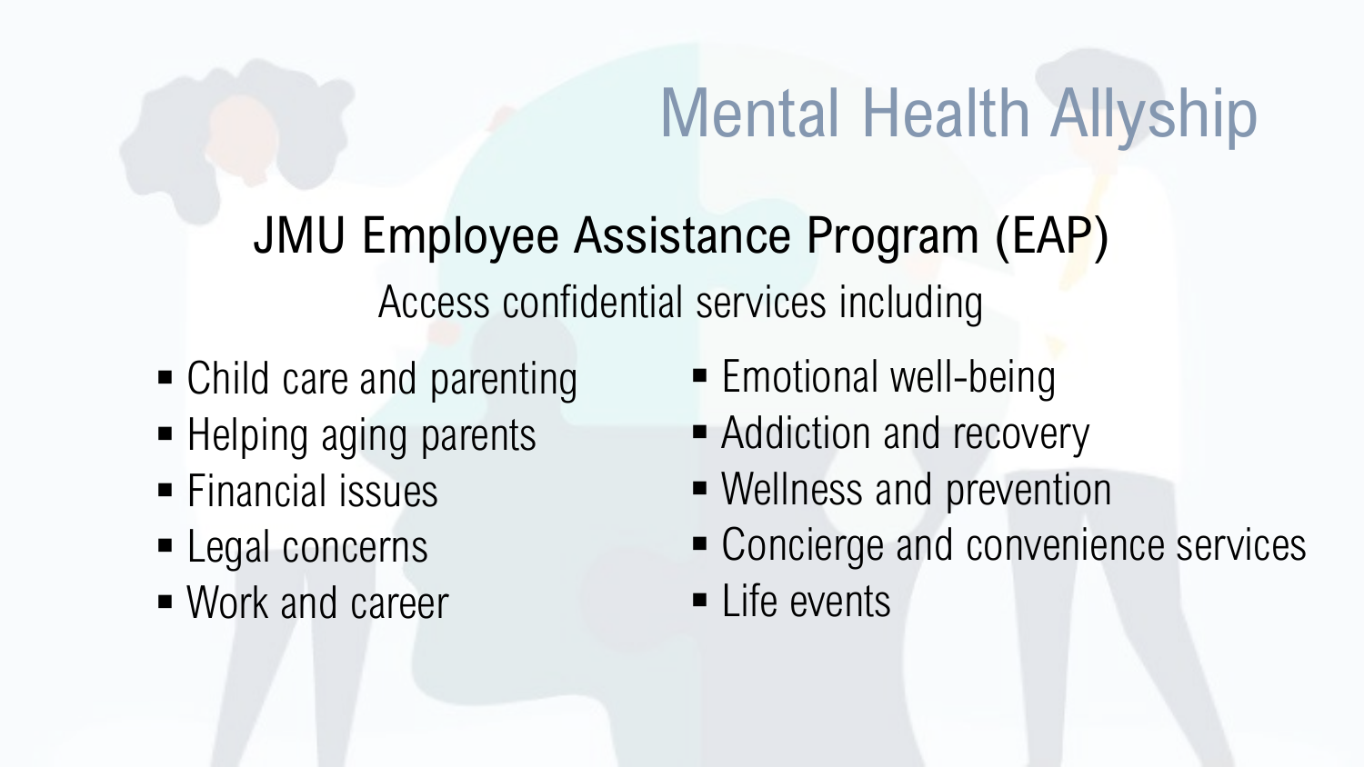# Mental Health Allyship

## JMU Employee Assistance Program (EAP)

Access confidential services including

- Child care and parenting
- Helping aging parents
- Financial issues
- Legal concerns
- Work and career
- Emotional well-being
- Addiction and recovery
- Wellness and prevention
- Concierge and convenience services
- Life events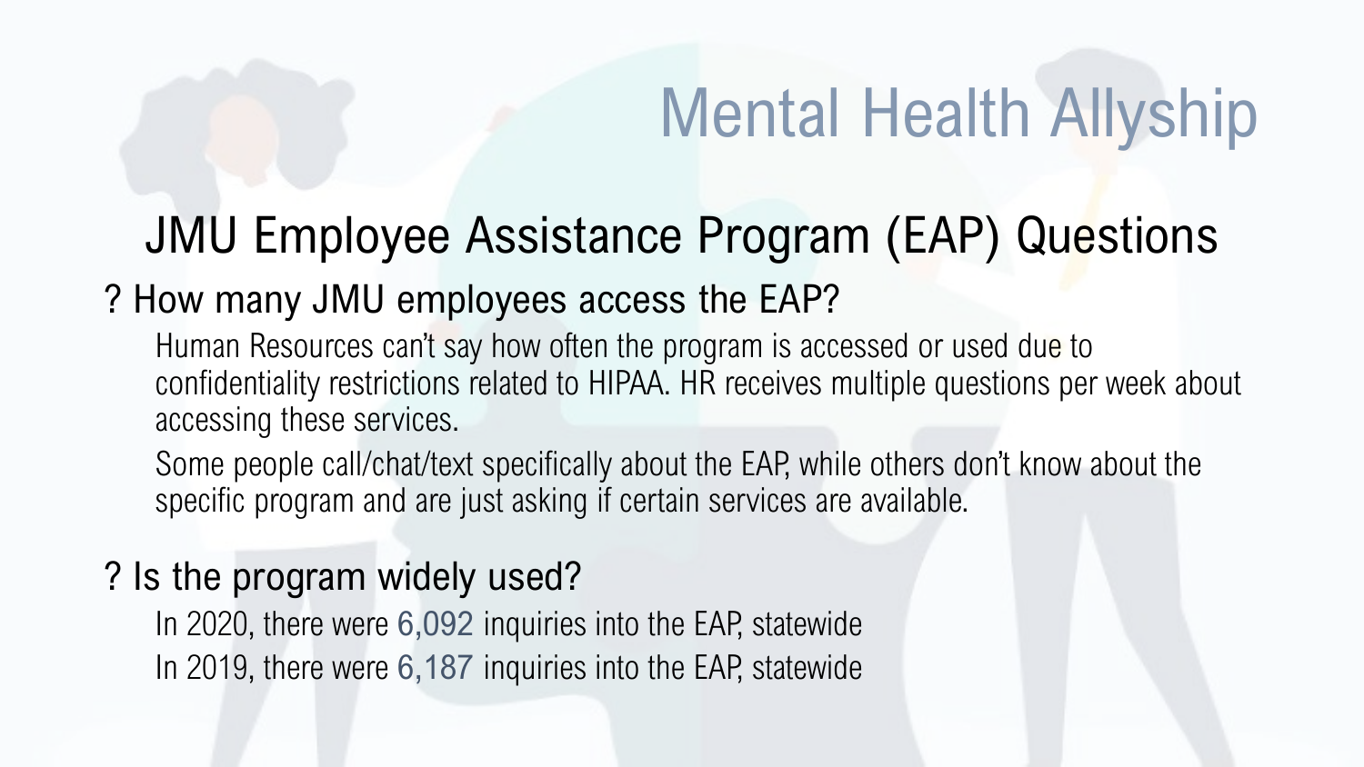# Mental Health Allyship

## JMU Employee Assistance Program (EAP) Questions

### ? How many JMU employees access the EAP?

Human Resources can't say how often the program is accessed or used due to confidentiality restrictions related to HIPAA. HR receives multiple questions per week about accessing these services.

Some people call/chat/text specifically about the EAP, while others don't know about the specific program and are just asking if certain services are available.

### ? Is the program widely used?

In 2020, there were 6,092 inquiries into the EAP, statewide

In 2019, there were 6,187 inquiries into the EAP, statewide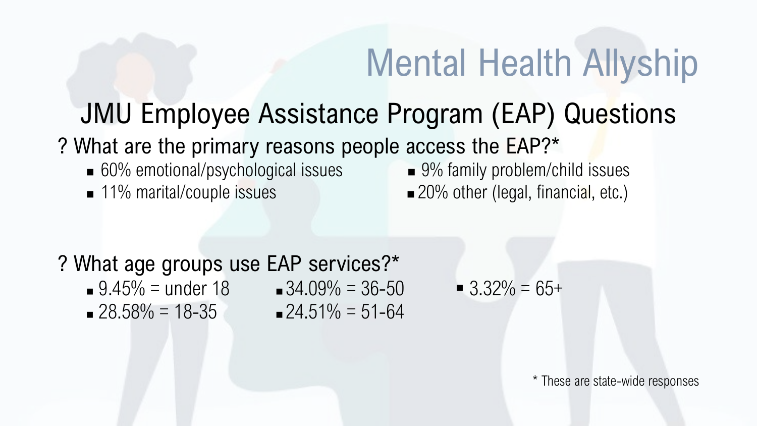# Mental Health Allyship

## JMU Employee Assistance Program (EAP) Questions

? What are the primary reasons people access the EAP?*

- 60% emotional/psychological issues
- 11% marital/couple issues
- 9% family problem/child issues
- 20% other (legal, financial, etc.)

? What age groups use EAP services?*

- 9.45% = under 18
- 28.58% = 18-35
- 34.09% = 36-50
- 24.51% = 51-64
- 3.32% = 65+

* These are state-wide responses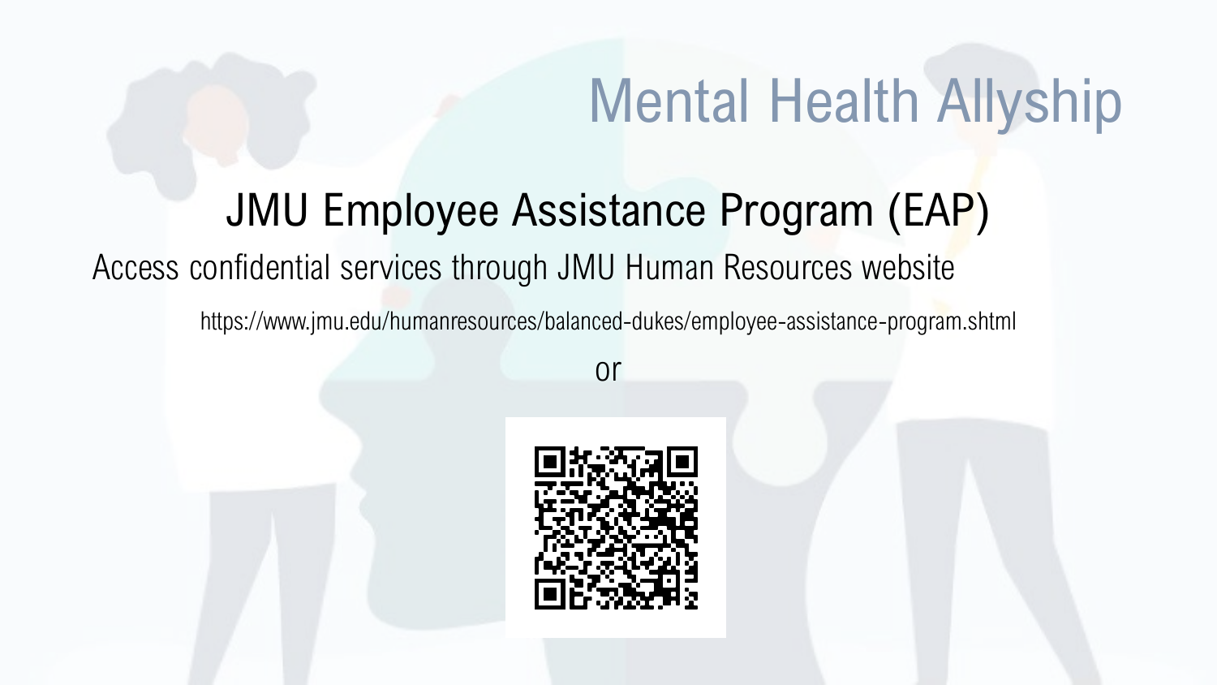# Mental Health Allyship

## JMU Employee Assistance Program (EAP)

Access confidential services through JMU Human Resources website

https://www.jmu.edu/humanresources/balanced-dukes/employee-assistance-program.shtml

or